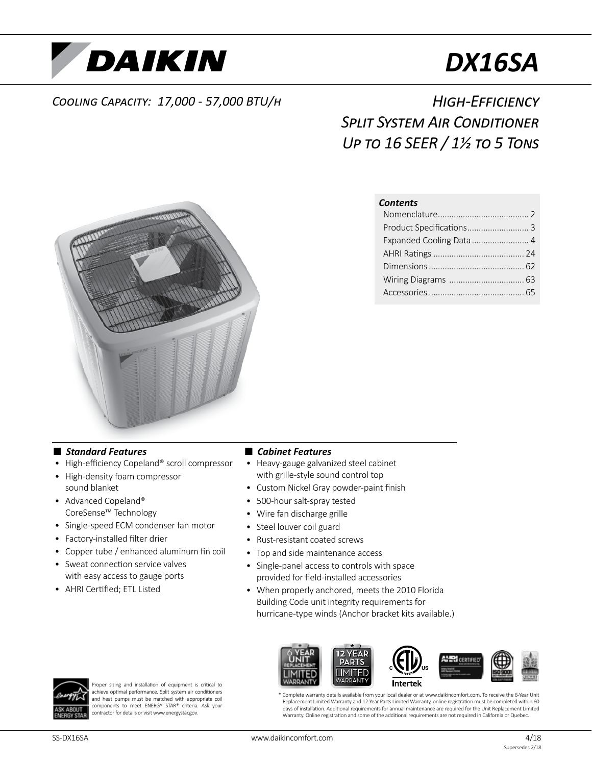# DAIKIN

# DX16SA

*Cooling Capacity: 17,000 - 57,000 BTU/h*

## *High-Efficiency Split System Air Conditioner Up to 16 SEER / 1½ to 5 Tons*

| *Contents* | |
|---|---|
| Nomenclature | 2 |
| Product Specifications | 3 |
| Expanded Cooling Data | 4 |
| AHRI Ratings | 24 |
| Dimensions | 62 |
| Wiring Diagrams | 63 |
| Accessories | 65 |

### *Standard Features*

- High-efficiency Copeland® scroll compressor
- High-density foam compressor sound blanket
- Advanced Copeland® CoreSense™ Technology
- Single-speed ECM condenser fan motor
- Factory-installed filter drier
- Copper tube / enhanced aluminum fin coil
- Sweat connection service valves with easy access to gauge ports
- AHRI Certified; ETL Listed

### *Cabinet Features*

- Heavy-gauge galvanized steel cabinet with grille-style sound control top
- Custom Nickel Gray powder-paint finish
- 500-hour salt-spray tested
- Wire fan discharge grille
- Steel louver coil guard
- Rust-resistant coated screws
- Top and side maintenance access
- Single-panel access to controls with space provided for field-installed accessories
- When properly anchored, meets the 2010 Florida Building Code unit integrity requirements for hurricane-type winds (Anchor bracket kits available.)

6 YEAR UNIT REPLACEMENT LIMITED WARRANTY*

12 YEAR PARTS LIMITED WARRANTY*

Proper sizing and installation of equipment is critical to achieve optimal performance. Split system air conditioners and heat pumps must be matched with appropriate coil components to meet ENERGY STAR® criteria. Ask your contractor for details or visit www.energystar.gov.

\* Complete warranty details available from your local dealer or at www.daikincomfort.com. To receive the 6-Year Unit Replacement Limited Warranty and 12-Year Parts Limited Warranty, online registration must be completed within 60 days of installation. Additional requirements for annual maintenance are required for the Unit Replacement Limited Warranty. Online registration and some of the additional requirements are not required in California or Quebec.

SS-DX16SA — www.daikincomfort.com — 4/18, Supersedes 2/18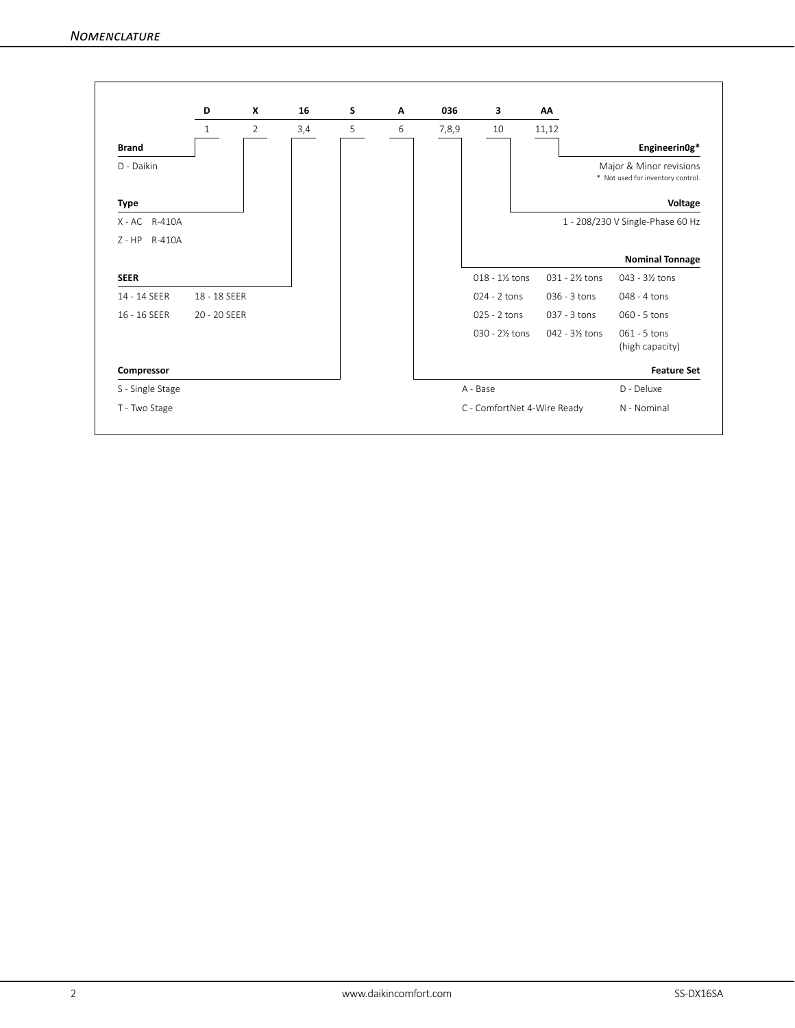## Nomenclature

| D | X | 16 | S | A | 036 | 3 | AA |
|---|---|---|---|---|---|---|---|
| 1 | 2 | 3,4 | 5 | 6 | 7,8,9 | 10 | 11,12 |

**Brand**

D - Daikin

**Type**

X - AC R-410A

Z - HP R-410A

**SEER**

| | |
|---|---|
| 14 - 14 SEER | 18 - 18 SEER |
| 16 - 16 SEER | 20 - 20 SEER |

**Compressor**

S - Single Stage

T - Two Stage

**Engineerin0g***

Major & Minor revisions

\* Not used for inventory control.

**Voltage**

1 - 208/230 V Single-Phase 60 Hz

**Nominal Tonnage**

| | | |
|---|---|---|
| 018 - 1½ tons | 031 - 2½ tons | 043 - 3½ tons |
| 024 - 2 tons | 036 - 3 tons | 048 - 4 tons |
| 025 - 2 tons | 037 - 3 tons | 060 - 5 tons |
| 030 - 2½ tons | 042 - 3½ tons | 061 - 5 tons (high capacity) |

**Feature Set**

| | |
|---|---|
| A - Base | D - Deluxe |
| C - ComfortNet 4-Wire Ready | N - Nominal |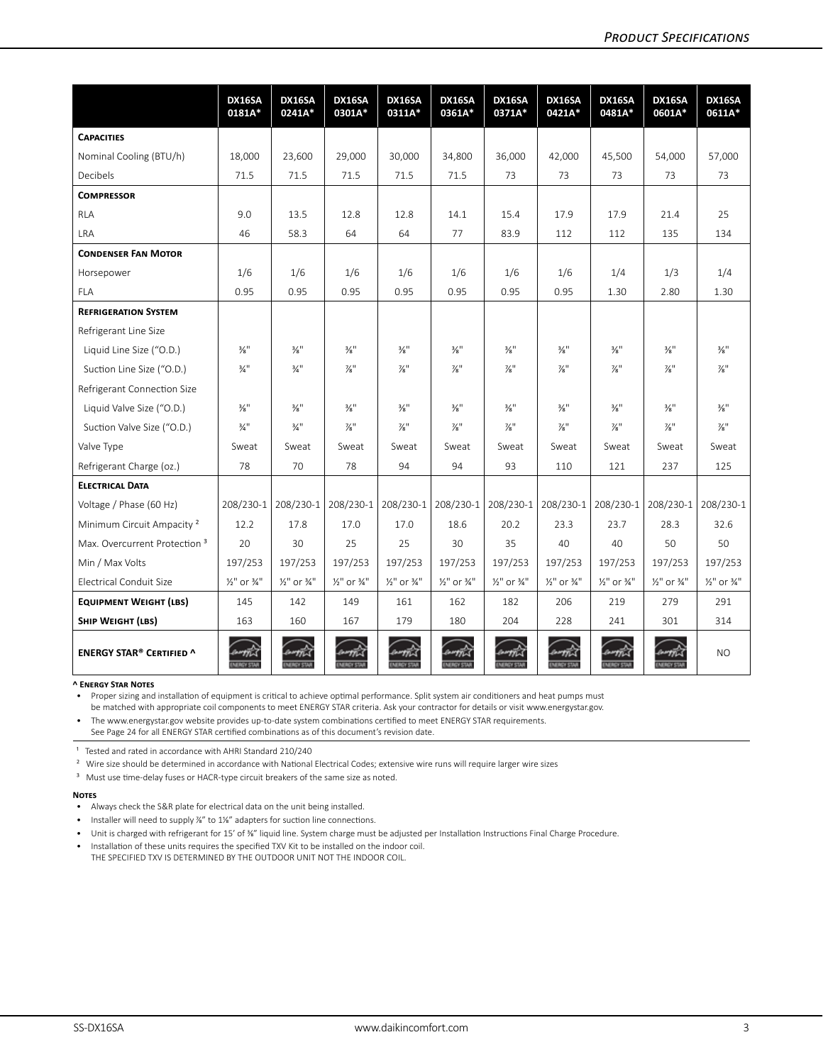# Product Specifications

| | DX16SA 0181A* | DX16SA 0241A* | DX16SA 0301A* | DX16SA 0311A* | DX16SA 0361A* | DX16SA 0371A* | DX16SA 0421A* | DX16SA 0481A* | DX16SA 0601A* | DX16SA 0611A* |
|---|---|---|---|---|---|---|---|---|---|---|
| **Capacities** | | | | | | | | | | |
| Nominal Cooling (BTU/h) | 18,000 | 23,600 | 29,000 | 30,000 | 34,800 | 36,000 | 42,000 | 45,500 | 54,000 | 57,000 |
| Decibels | 71.5 | 71.5 | 71.5 | 71.5 | 71.5 | 73 | 73 | 73 | 73 | 73 |
| **Compressor** | | | | | | | | | | |
| RLA | 9.0 | 13.5 | 12.8 | 12.8 | 14.1 | 15.4 | 17.9 | 17.9 | 21.4 | 25 |
| LRA | 46 | 58.3 | 64 | 64 | 77 | 83.9 | 112 | 112 | 135 | 134 |
| **Condenser Fan Motor** | | | | | | | | | | |
| Horsepower | 1/6 | 1/6 | 1/6 | 1/6 | 1/6 | 1/6 | 1/6 | 1/4 | 1/3 | 1/4 |
| FLA | 0.95 | 0.95 | 0.95 | 0.95 | 0.95 | 0.95 | 0.95 | 1.30 | 2.80 | 1.30 |
| **Refrigeration System** | | | | | | | | | | |
| Refrigerant Line Size | | | | | | | | | | |
| Liquid Line Size ("O.D.) | ⅜" | ⅜" | ⅜" | ⅜" | ⅜" | ⅜" | ⅜" | ⅜" | ⅜" | ⅜" |
| Suction Line Size ("O.D.) | ¾" | ¾" | ⅞" | ⅞" | ⅞" | ⅞" | ⅞" | ⅞" | ⅞" | ⅞" |
| Refrigerant Connection Size | | | | | | | | | | |
| Liquid Valve Size ("O.D.) | ⅜" | ⅜" | ⅜" | ⅜" | ⅜" | ⅜" | ⅜" | ⅜" | ⅜" | ⅜" |
| Suction Valve Size ("O.D.) | ¾" | ¾" | ⅞" | ⅞" | ⅞" | ⅞" | ⅞" | ⅞" | ⅞" | ⅞" |
| Valve Type | Sweat | Sweat | Sweat | Sweat | Sweat | Sweat | Sweat | Sweat | Sweat | Sweat |
| Refrigerant Charge (oz.) | 78 | 70 | 78 | 94 | 94 | 93 | 110 | 121 | 237 | 125 |
| **Electrical Data** | | | | | | | | | | |
| Voltage / Phase (60 Hz) | 208/230-1 | 208/230-1 | 208/230-1 | 208/230-1 | 208/230-1 | 208/230-1 | 208/230-1 | 208/230-1 | 208/230-1 | 208/230-1 |
| Minimum Circuit Ampacity [2] | 12.2 | 17.8 | 17.0 | 17.0 | 18.6 | 20.2 | 23.3 | 23.7 | 28.3 | 32.6 |
| Max. Overcurrent Protection [3] | 20 | 30 | 25 | 25 | 30 | 35 | 40 | 40 | 50 | 50 |
| Min / Max Volts | 197/253 | 197/253 | 197/253 | 197/253 | 197/253 | 197/253 | 197/253 | 197/253 | 197/253 | 197/253 |
| Electrical Conduit Size | ½" or ¾" | ½" or ¾" | ½" or ¾" | ½" or ¾" | ½" or ¾" | ½" or ¾" | ½" or ¾" | ½" or ¾" | ½" or ¾" | ½" or ¾" |
| **Equipment Weight (lbs)** | 145 | 142 | 149 | 161 | 162 | 182 | 206 | 219 | 279 | 291 |
| **Ship Weight (lbs)** | 163 | 160 | 167 | 179 | 180 | 204 | 228 | 241 | 301 | 314 |
| **ENERGY STAR® Certified ^** | ENERGY STAR | ENERGY STAR | ENERGY STAR | ENERGY STAR | ENERGY STAR | ENERGY STAR | ENERGY STAR | ENERGY STAR | ENERGY STAR | NO |

**^ Energy Star Notes**

- Proper sizing and installation of equipment is critical to achieve optimal performance. Split system air conditioners and heat pumps must be matched with appropriate coil components to meet ENERGY STAR criteria. Ask your contractor for details or visit www.energystar.gov.
- The www.energystar.gov website provides up-to-date system combinations certified to meet ENERGY STAR requirements. See Page 24 for all ENERGY STAR certified combinations as of this document's revision date.

[1] Tested and rated in accordance with AHRI Standard 210/240

[2] Wire size should be determined in accordance with National Electrical Codes; extensive wire runs will require larger wire sizes

[3] Must use time-delay fuses or HACR-type circuit breakers of the same size as noted.

**Notes**

- Always check the S&R plate for electrical data on the unit being installed.
- Installer will need to supply ⅞" to 1⅛" adapters for suction line connections.
- Unit is charged with refrigerant for 15' of ⅜" liquid line. System charge must be adjusted per Installation Instructions Final Charge Procedure.
- Installation of these units requires the specified TXV Kit to be installed on the indoor coil. THE SPECIFIED TXV IS DETERMINED BY THE OUTDOOR UNIT NOT THE INDOOR COIL.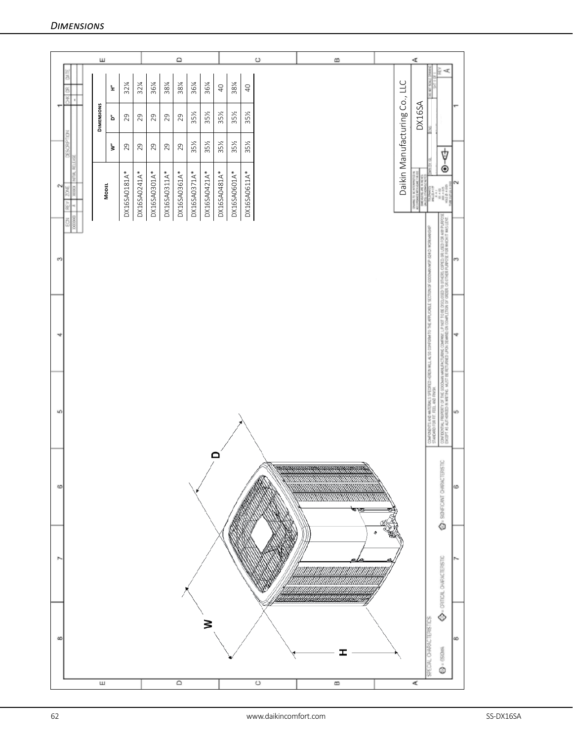## Dimensions

Daikin Manufacturing Co., LLC

DX16SA

| Model | Dimensions | | |
|---|---|---|---|
| | W" | D" | H" |
| DX16SA0181A* | 29 | 29 | 32¼ |
| DX16SA0241A* | 29 | 29 | 32¼ |
| DX16SA0301A* | 29 | 29 | 36¼ |
| DX16SA0311A* | 29 | 29 | 38¾ |
| DX16SA0361A* | 29 | 29 | 38¾ |
| DX16SA0371A* | 35½ | 35½ | 36¼ |
| DX16SA0421A* | 35½ | 35½ | 36¼ |
| DX16SA0481A* | 35½ | 35½ | 40 |
| DX16SA0601A* | 35½ | 35½ | 38¾ |
| DX16SA0611A* | 35½ | 35½ | 40 |

W

D

H